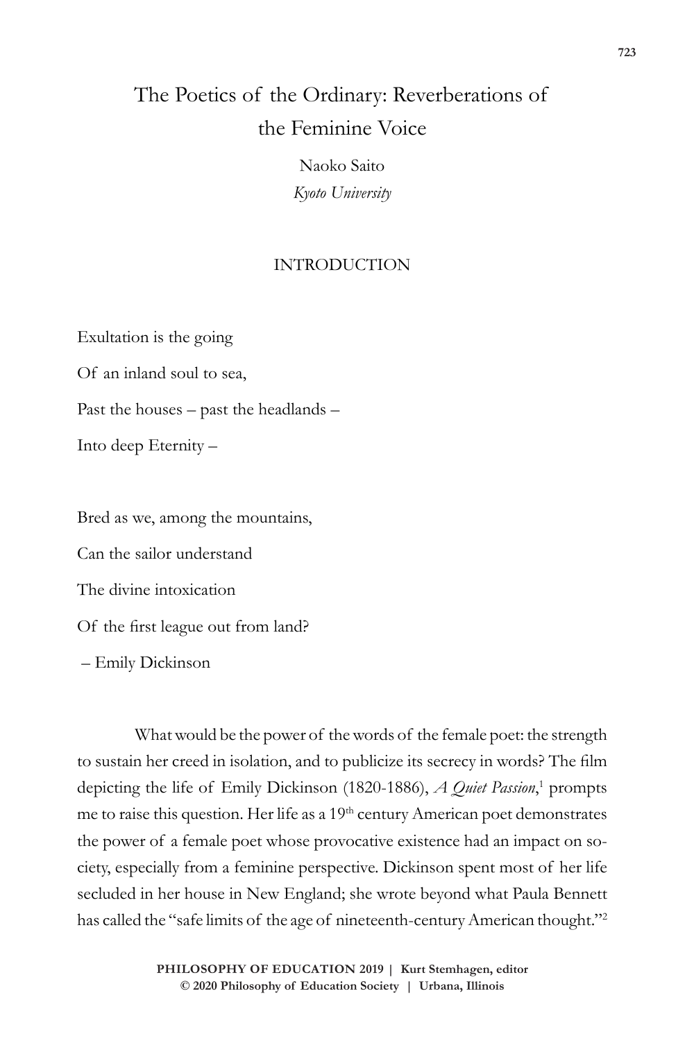# The Poetics of the Ordinary: Reverberations of the Feminine Voice

Naoko Saito

*Kyoto University*

## INTRODUCTION

Exultation is the going

Of an inland soul to sea,

Past the houses – past the headlands –

Into deep Eternity –

Bred as we, among the mountains,

Can the sailor understand

The divine intoxication

Of the first league out from land?

– Emily Dickinson

What would be the power of the words of the female poet: the strength to sustain her creed in isolation, and to publicize its secrecy in words? The film depicting the life of Emily Dickinson (1820-1886), *A Quiet Passion*,[1] prompts me to raise this question. Her life as a 19th century American poet demonstrates the power of a female poet whose provocative existence had an impact on society, especially from a feminine perspective. Dickinson spent most of her life secluded in her house in New England; she wrote beyond what Paula Bennett has called the "safe limits of the age of nineteenth-century American thought."[2]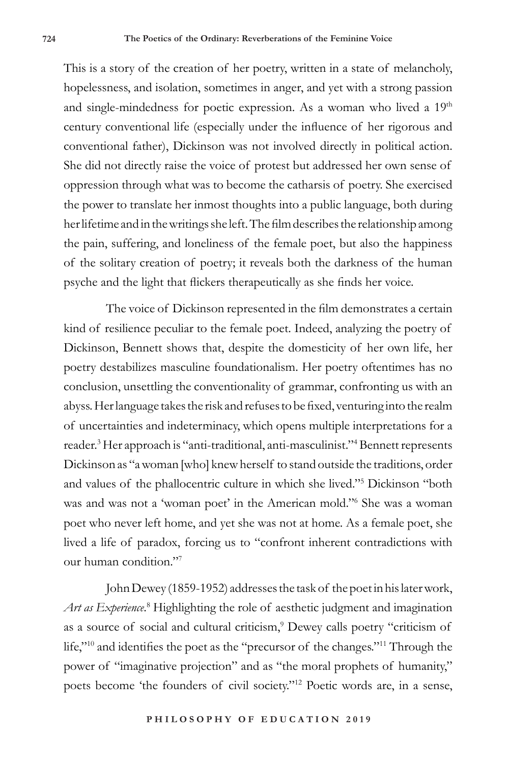This is a story of the creation of her poetry, written in a state of melancholy, hopelessness, and isolation, sometimes in anger, and yet with a strong passion and single-mindedness for poetic expression. As a woman who lived a 19th century conventional life (especially under the influence of her rigorous and conventional father), Dickinson was not involved directly in political action. She did not directly raise the voice of protest but addressed her own sense of oppression through what was to become the catharsis of poetry. She exercised the power to translate her inmost thoughts into a public language, both during her lifetime and in the writings she left. The film describes the relationship among the pain, suffering, and loneliness of the female poet, but also the happiness of the solitary creation of poetry; it reveals both the darkness of the human psyche and the light that flickers therapeutically as she finds her voice.

The voice of Dickinson represented in the film demonstrates a certain kind of resilience peculiar to the female poet. Indeed, analyzing the poetry of Dickinson, Bennett shows that, despite the domesticity of her own life, her poetry destabilizes masculine foundationalism. Her poetry oftentimes has no conclusion, unsettling the conventionality of grammar, confronting us with an abyss. Her language takes the risk and refuses to be fixed, venturing into the realm of uncertainties and indeterminacy, which opens multiple interpretations for a reader.[3] Her approach is "anti-traditional, anti-masculinist."[4] Bennett represents Dickinson as "a woman [who] knew herself to stand outside the traditions, order and values of the phallocentric culture in which she lived."[5] Dickinson "both was and was not a 'woman poet' in the American mold."[6] She was a woman poet who never left home, and yet she was not at home. As a female poet, she lived a life of paradox, forcing us to "confront inherent contradictions with our human condition."[7]

John Dewey (1859-1952) addresses the task of the poet in his later work, *Art as Experience*.[8] Highlighting the role of aesthetic judgment and imagination as a source of social and cultural criticism,[9] Dewey calls poetry "criticism of life,"[10] and identifies the poet as the "precursor of the changes."[11] Through the power of "imaginative projection" and as "the moral prophets of humanity," poets become 'the founders of civil society."[12] Poetic words are, in a sense,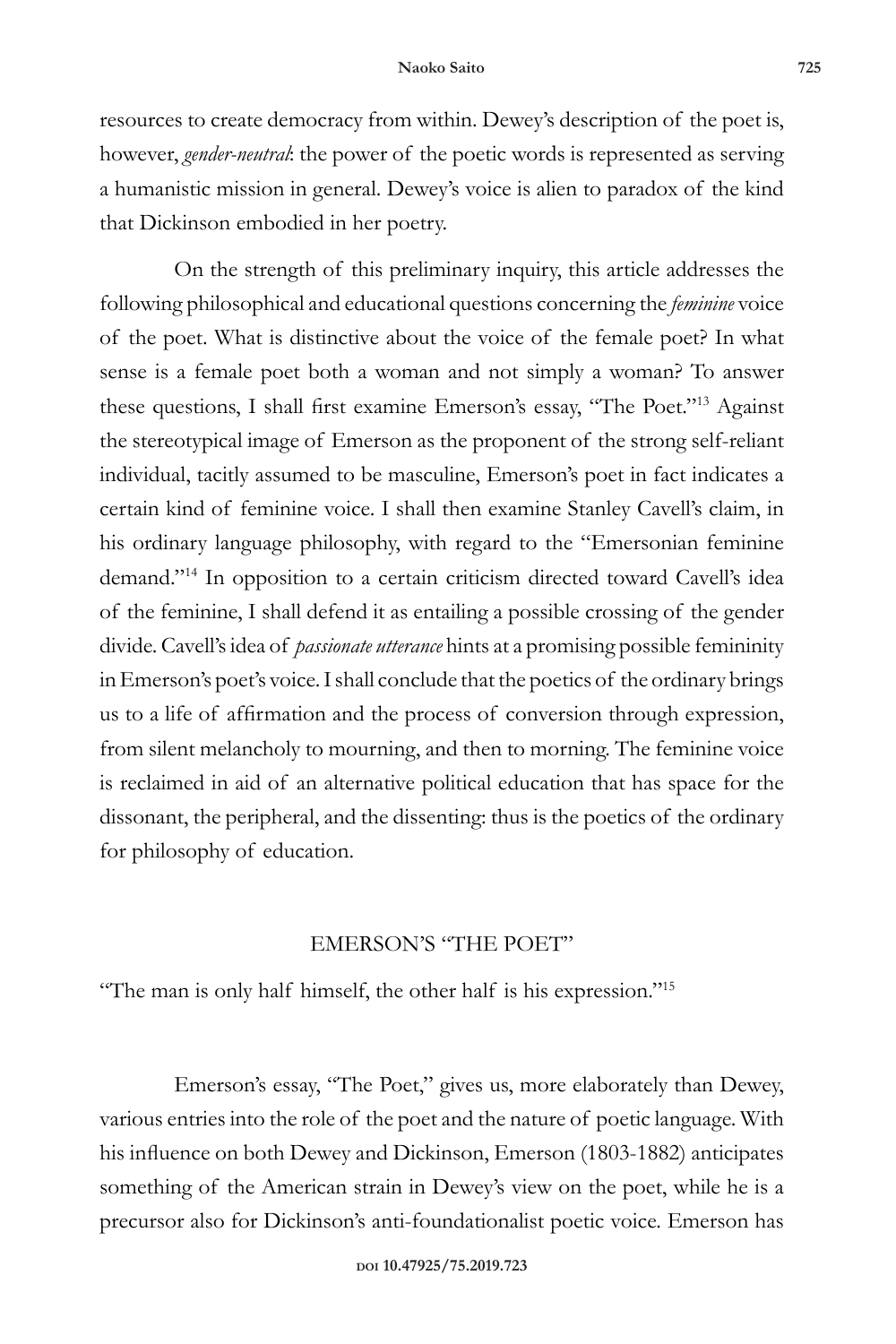resources to create democracy from within. Dewey's description of the poet is, however, *gender-neutral*: the power of the poetic words is represented as serving a humanistic mission in general. Dewey's voice is alien to paradox of the kind that Dickinson embodied in her poetry.

On the strength of this preliminary inquiry, this article addresses the following philosophical and educational questions concerning the *feminine* voice of the poet. What is distinctive about the voice of the female poet? In what sense is a female poet both a woman and not simply a woman? To answer these questions, I shall first examine Emerson's essay, "The Poet."[13] Against the stereotypical image of Emerson as the proponent of the strong self-reliant individual, tacitly assumed to be masculine, Emerson's poet in fact indicates a certain kind of feminine voice. I shall then examine Stanley Cavell's claim, in his ordinary language philosophy, with regard to the "Emersonian feminine demand."[14] In opposition to a certain criticism directed toward Cavell's idea of the feminine, I shall defend it as entailing a possible crossing of the gender divide. Cavell's idea of *passionate utterance* hints at a promising possible femininity in Emerson's poet's voice. I shall conclude that the poetics of the ordinary brings us to a life of affirmation and the process of conversion through expression, from silent melancholy to mourning, and then to morning. The feminine voice is reclaimed in aid of an alternative political education that has space for the dissonant, the peripheral, and the dissenting: thus is the poetics of the ordinary for philosophy of education.

## EMERSON'S "THE POET"

"The man is only half himself, the other half is his expression."[15]

Emerson's essay, "The Poet," gives us, more elaborately than Dewey, various entries into the role of the poet and the nature of poetic language. With his influence on both Dewey and Dickinson, Emerson (1803-1882) anticipates something of the American strain in Dewey's view on the poet, while he is a precursor also for Dickinson's anti-foundationalist poetic voice. Emerson has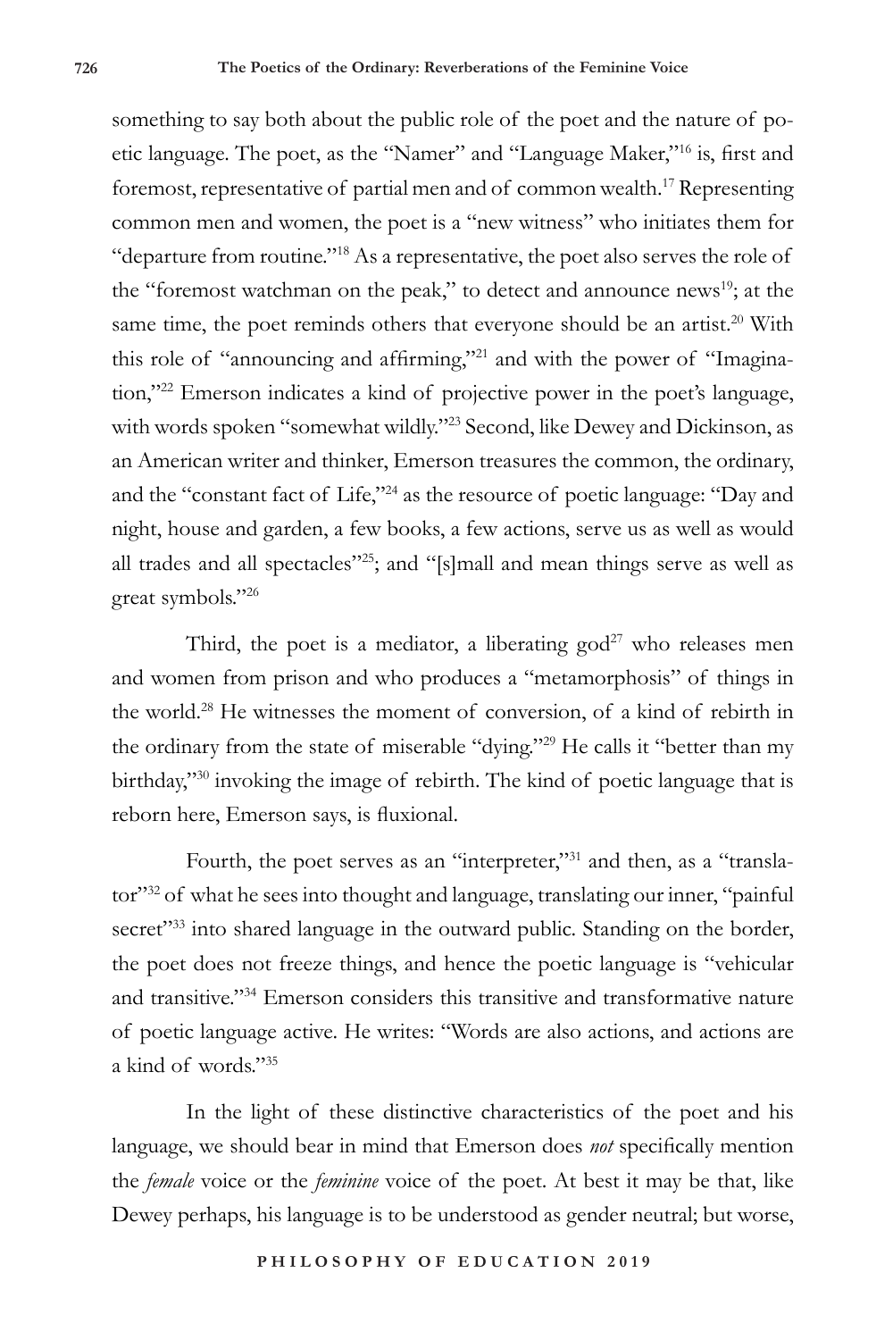something to say both about the public role of the poet and the nature of poetic language. The poet, as the "Namer" and "Language Maker,"[16] is, first and foremost, representative of partial men and of common wealth.[17] Representing common men and women, the poet is a "new witness" who initiates them for "departure from routine."[18] As a representative, the poet also serves the role of the "foremost watchman on the peak," to detect and announce news[19]; at the same time, the poet reminds others that everyone should be an artist.[20] With this role of "announcing and affirming,"[21] and with the power of "Imagination,"[22] Emerson indicates a kind of projective power in the poet's language, with words spoken "somewhat wildly."[23] Second, like Dewey and Dickinson, as an American writer and thinker, Emerson treasures the common, the ordinary, and the "constant fact of Life,"[24] as the resource of poetic language: "Day and night, house and garden, a few books, a few actions, serve us as well as would all trades and all spectacles"[25]; and "[s]mall and mean things serve as well as great symbols."[26]

Third, the poet is a mediator, a liberating god[27] who releases men and women from prison and who produces a "metamorphosis" of things in the world.[28] He witnesses the moment of conversion, of a kind of rebirth in the ordinary from the state of miserable "dying."[29] He calls it "better than my birthday,"[30] invoking the image of rebirth. The kind of poetic language that is reborn here, Emerson says, is fluxional.

Fourth, the poet serves as an "interpreter,"[31] and then, as a "translator"[32] of what he sees into thought and language, translating our inner, "painful secret"[33] into shared language in the outward public. Standing on the border, the poet does not freeze things, and hence the poetic language is "vehicular and transitive."[34] Emerson considers this transitive and transformative nature of poetic language active. He writes: "Words are also actions, and actions are a kind of words."[35]

In the light of these distinctive characteristics of the poet and his language, we should bear in mind that Emerson does *not* specifically mention the *female* voice or the *feminine* voice of the poet. At best it may be that, like Dewey perhaps, his language is to be understood as gender neutral; but worse,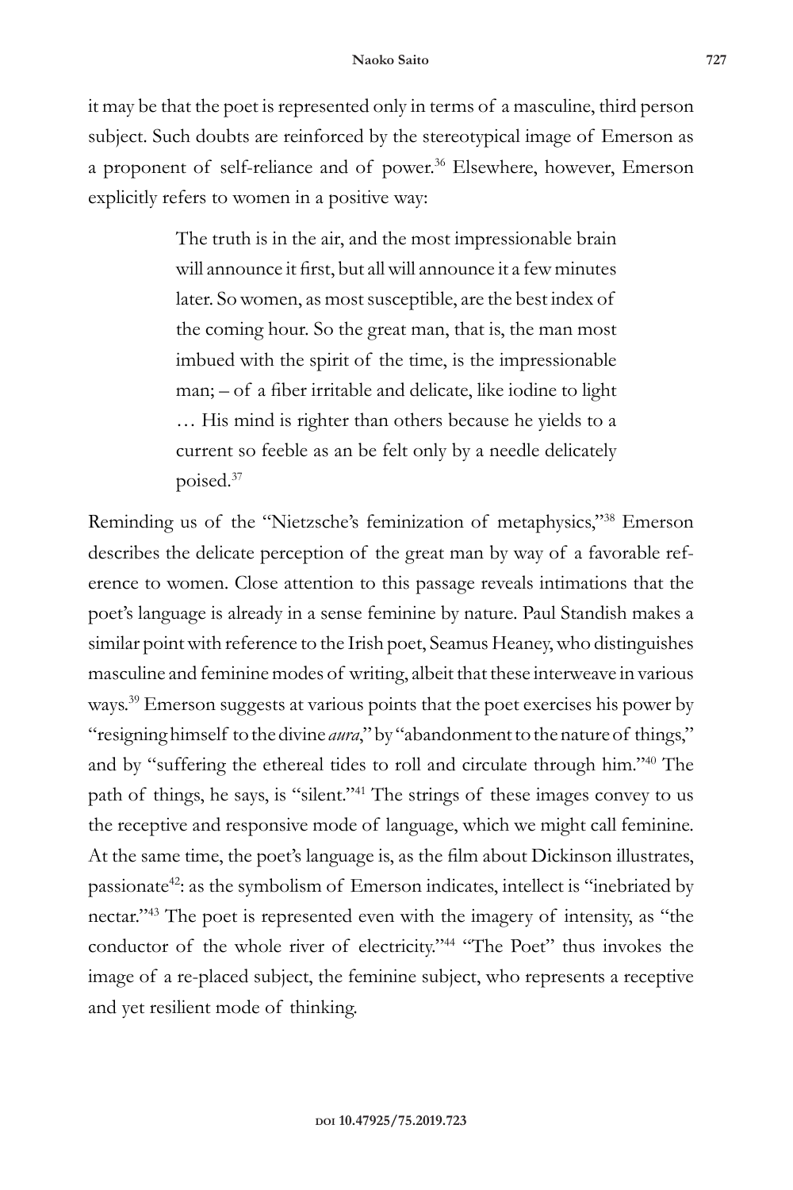it may be that the poet is represented only in terms of a masculine, third person subject. Such doubts are reinforced by the stereotypical image of Emerson as a proponent of self-reliance and of power.[36] Elsewhere, however, Emerson explicitly refers to women in a positive way:

> The truth is in the air, and the most impressionable brain will announce it first, but all will announce it a few minutes later. So women, as most susceptible, are the best index of the coming hour. So the great man, that is, the man most imbued with the spirit of the time, is the impressionable man; – of a fiber irritable and delicate, like iodine to light … His mind is righter than others because he yields to a current so feeble as an be felt only by a needle delicately poised.[37]

Reminding us of the "Nietzsche's feminization of metaphysics,"[38] Emerson describes the delicate perception of the great man by way of a favorable reference to women. Close attention to this passage reveals intimations that the poet's language is already in a sense feminine by nature. Paul Standish makes a similar point with reference to the Irish poet, Seamus Heaney, who distinguishes masculine and feminine modes of writing, albeit that these interweave in various ways.[39] Emerson suggests at various points that the poet exercises his power by "resigning himself to the divine *aura*," by "abandonment to the nature of things," and by "suffering the ethereal tides to roll and circulate through him."[40] The path of things, he says, is "silent."[41] The strings of these images convey to us the receptive and responsive mode of language, which we might call feminine. At the same time, the poet's language is, as the film about Dickinson illustrates, passionate[42]: as the symbolism of Emerson indicates, intellect is "inebriated by nectar."[43] The poet is represented even with the imagery of intensity, as "the conductor of the whole river of electricity."[44] "The Poet" thus invokes the image of a re-placed subject, the feminine subject, who represents a receptive and yet resilient mode of thinking.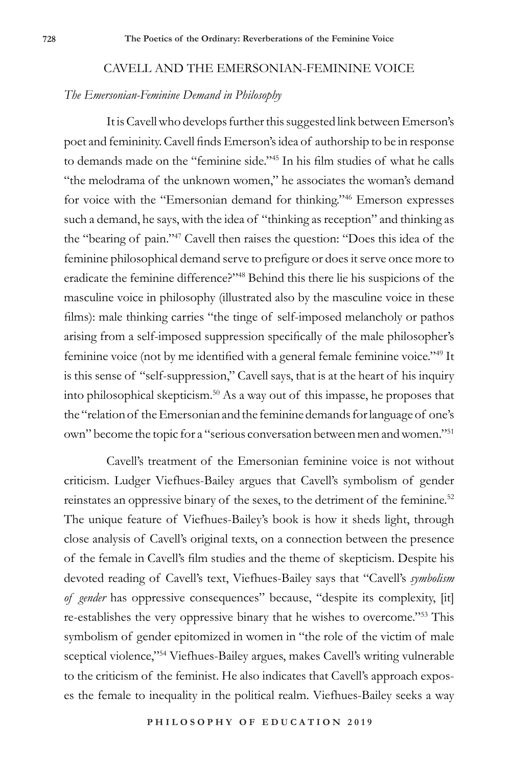## CAVELL AND THE EMERSONIAN-FEMININE VOICE

### *The Emersonian-Feminine Demand in Philosophy*

It is Cavell who develops further this suggested link between Emerson's poet and femininity. Cavell finds Emerson's idea of authorship to be in response to demands made on the "feminine side."[45] In his film studies of what he calls "the melodrama of the unknown women," he associates the woman's demand for voice with the "Emersonian demand for thinking."[46] Emerson expresses such a demand, he says, with the idea of "thinking as reception" and thinking as the "bearing of pain."[47] Cavell then raises the question: "Does this idea of the feminine philosophical demand serve to prefigure or does it serve once more to eradicate the feminine difference?"[48] Behind this there lie his suspicions of the masculine voice in philosophy (illustrated also by the masculine voice in these films): male thinking carries "the tinge of self-imposed melancholy or pathos arising from a self-imposed suppression specifically of the male philosopher's feminine voice (not by me identified with a general female feminine voice."[49] It is this sense of "self-suppression," Cavell says, that is at the heart of his inquiry into philosophical skepticism.[50] As a way out of this impasse, he proposes that the "relation of the Emersonian and the feminine demands for language of one's own" become the topic for a "serious conversation between men and women."[51]

Cavell's treatment of the Emersonian feminine voice is not without criticism. Ludger Viefhues-Bailey argues that Cavell's symbolism of gender reinstates an oppressive binary of the sexes, to the detriment of the feminine.[52] The unique feature of Viefhues-Bailey's book is how it sheds light, through close analysis of Cavell's original texts, on a connection between the presence of the female in Cavell's film studies and the theme of skepticism. Despite his devoted reading of Cavell's text, Viefhues-Bailey says that "Cavell's *symbolism of gender* has oppressive consequences" because, "despite its complexity, [it] re-establishes the very oppressive binary that he wishes to overcome."[53] This symbolism of gender epitomized in women in "the role of the victim of male sceptical violence,"[54] Viefhues-Bailey argues, makes Cavell's writing vulnerable to the criticism of the feminist. He also indicates that Cavell's approach exposes the female to inequality in the political realm. Viefhues-Bailey seeks a way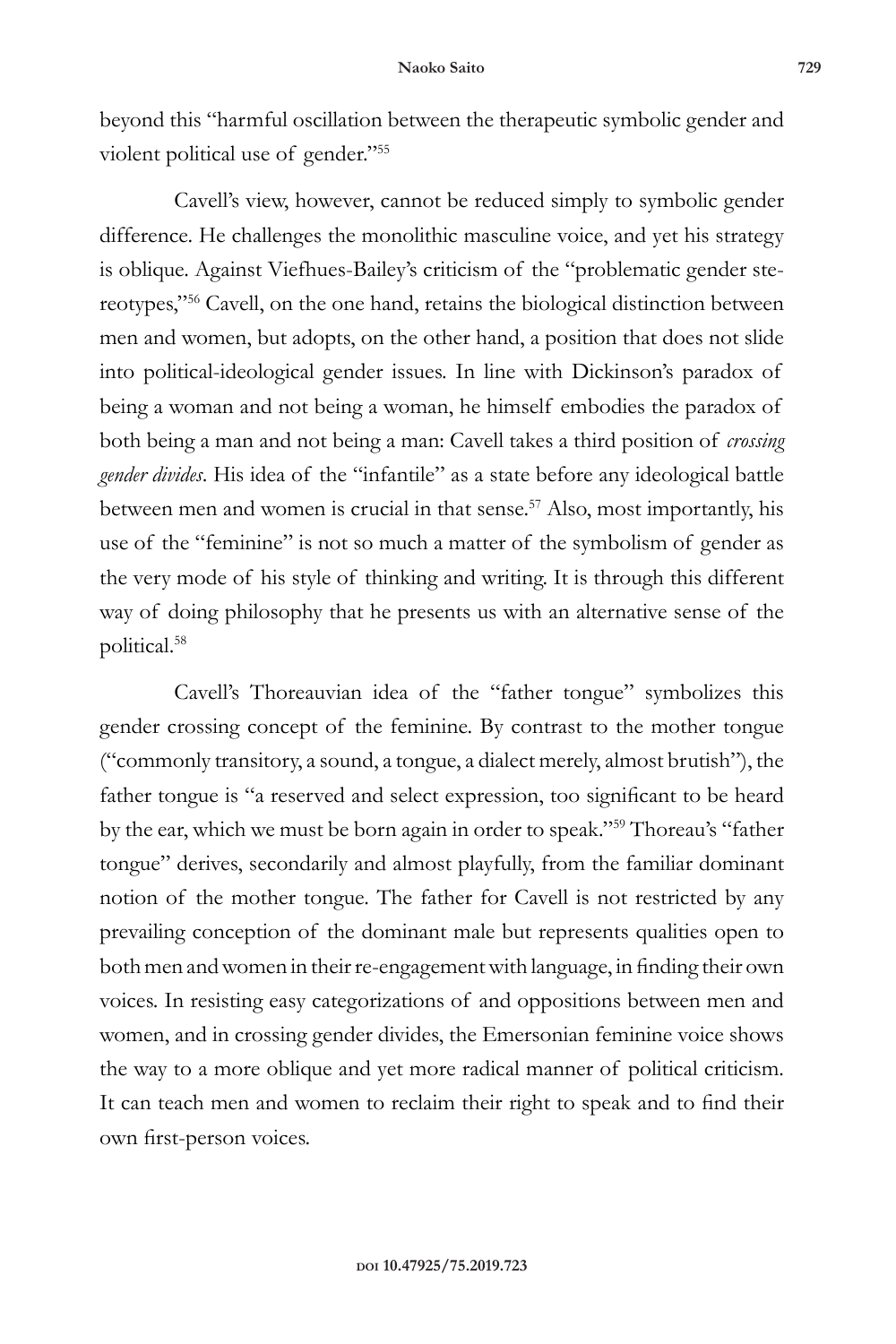beyond this "harmful oscillation between the therapeutic symbolic gender and violent political use of gender."[55]

Cavell's view, however, cannot be reduced simply to symbolic gender difference. He challenges the monolithic masculine voice, and yet his strategy is oblique. Against Viefhues-Bailey's criticism of the "problematic gender stereotypes,"[56] Cavell, on the one hand, retains the biological distinction between men and women, but adopts, on the other hand, a position that does not slide into political-ideological gender issues. In line with Dickinson's paradox of being a woman and not being a woman, he himself embodies the paradox of both being a man and not being a man: Cavell takes a third position of *crossing gender divides*. His idea of the "infantile" as a state before any ideological battle between men and women is crucial in that sense.[57] Also, most importantly, his use of the "feminine" is not so much a matter of the symbolism of gender as the very mode of his style of thinking and writing. It is through this different way of doing philosophy that he presents us with an alternative sense of the political.[58]

Cavell's Thoreauvian idea of the "father tongue" symbolizes this gender crossing concept of the feminine. By contrast to the mother tongue ("commonly transitory, a sound, a tongue, a dialect merely, almost brutish"), the father tongue is "a reserved and select expression, too significant to be heard by the ear, which we must be born again in order to speak."[59] Thoreau's "father tongue" derives, secondarily and almost playfully, from the familiar dominant notion of the mother tongue. The father for Cavell is not restricted by any prevailing conception of the dominant male but represents qualities open to both men and women in their re-engagement with language, in finding their own voices. In resisting easy categorizations of and oppositions between men and women, and in crossing gender divides, the Emersonian feminine voice shows the way to a more oblique and yet more radical manner of political criticism. It can teach men and women to reclaim their right to speak and to find their own first-person voices.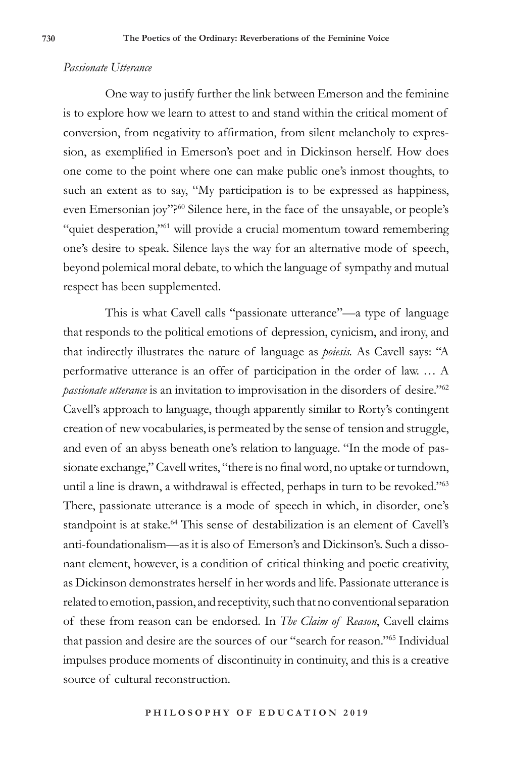*Passionate Utterance*

One way to justify further the link between Emerson and the feminine is to explore how we learn to attest to and stand within the critical moment of conversion, from negativity to affirmation, from silent melancholy to expression, as exemplified in Emerson's poet and in Dickinson herself. How does one come to the point where one can make public one's inmost thoughts, to such an extent as to say, "My participation is to be expressed as happiness, even Emersonian joy"?[60] Silence here, in the face of the unsayable, or people's "quiet desperation,"[61] will provide a crucial momentum toward remembering one's desire to speak. Silence lays the way for an alternative mode of speech, beyond polemical moral debate, to which the language of sympathy and mutual respect has been supplemented.

This is what Cavell calls "passionate utterance"—a type of language that responds to the political emotions of depression, cynicism, and irony, and that indirectly illustrates the nature of language as *poiesis.* As Cavell says: "A performative utterance is an offer of participation in the order of law. … A *passionate utterance* is an invitation to improvisation in the disorders of desire."[62] Cavell's approach to language, though apparently similar to Rorty's contingent creation of new vocabularies, is permeated by the sense of tension and struggle, and even of an abyss beneath one's relation to language. "In the mode of passionate exchange," Cavell writes, "there is no final word, no uptake or turndown, until a line is drawn, a withdrawal is effected, perhaps in turn to be revoked."[63] There, passionate utterance is a mode of speech in which, in disorder, one's standpoint is at stake.[64] This sense of destabilization is an element of Cavell's anti-foundationalism—as it is also of Emerson's and Dickinson's. Such a dissonant element, however, is a condition of critical thinking and poetic creativity, as Dickinson demonstrates herself in her words and life. Passionate utterance is related to emotion, passion, and receptivity, such that no conventional separation of these from reason can be endorsed. In *The Claim of Reason*, Cavell claims that passion and desire are the sources of our "search for reason."[65] Individual impulses produce moments of discontinuity in continuity, and this is a creative source of cultural reconstruction.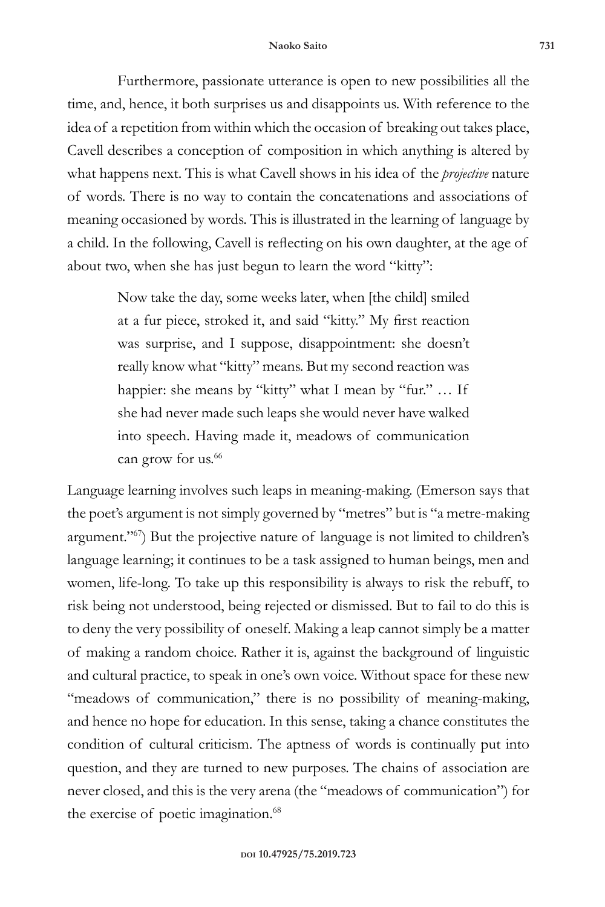Furthermore, passionate utterance is open to new possibilities all the time, and, hence, it both surprises us and disappoints us. With reference to the idea of a repetition from within which the occasion of breaking out takes place, Cavell describes a conception of composition in which anything is altered by what happens next. This is what Cavell shows in his idea of the *projective* nature of words. There is no way to contain the concatenations and associations of meaning occasioned by words. This is illustrated in the learning of language by a child. In the following, Cavell is reflecting on his own daughter, at the age of about two, when she has just begun to learn the word "kitty":

> Now take the day, some weeks later, when [the child] smiled at a fur piece, stroked it, and said "kitty." My first reaction was surprise, and I suppose, disappointment: she doesn't really know what "kitty" means. But my second reaction was happier: she means by "kitty" what I mean by "fur." … If she had never made such leaps she would never have walked into speech. Having made it, meadows of communication can grow for us.[66]

Language learning involves such leaps in meaning-making. (Emerson says that the poet's argument is not simply governed by "metres" but is "a metre-making argument."[67]) But the projective nature of language is not limited to children's language learning; it continues to be a task assigned to human beings, men and women, life-long. To take up this responsibility is always to risk the rebuff, to risk being not understood, being rejected or dismissed. But to fail to do this is to deny the very possibility of oneself. Making a leap cannot simply be a matter of making a random choice. Rather it is, against the background of linguistic and cultural practice, to speak in one's own voice. Without space for these new "meadows of communication," there is no possibility of meaning-making, and hence no hope for education. In this sense, taking a chance constitutes the condition of cultural criticism. The aptness of words is continually put into question, and they are turned to new purposes. The chains of association are never closed, and this is the very arena (the "meadows of communication") for the exercise of poetic imagination.[68]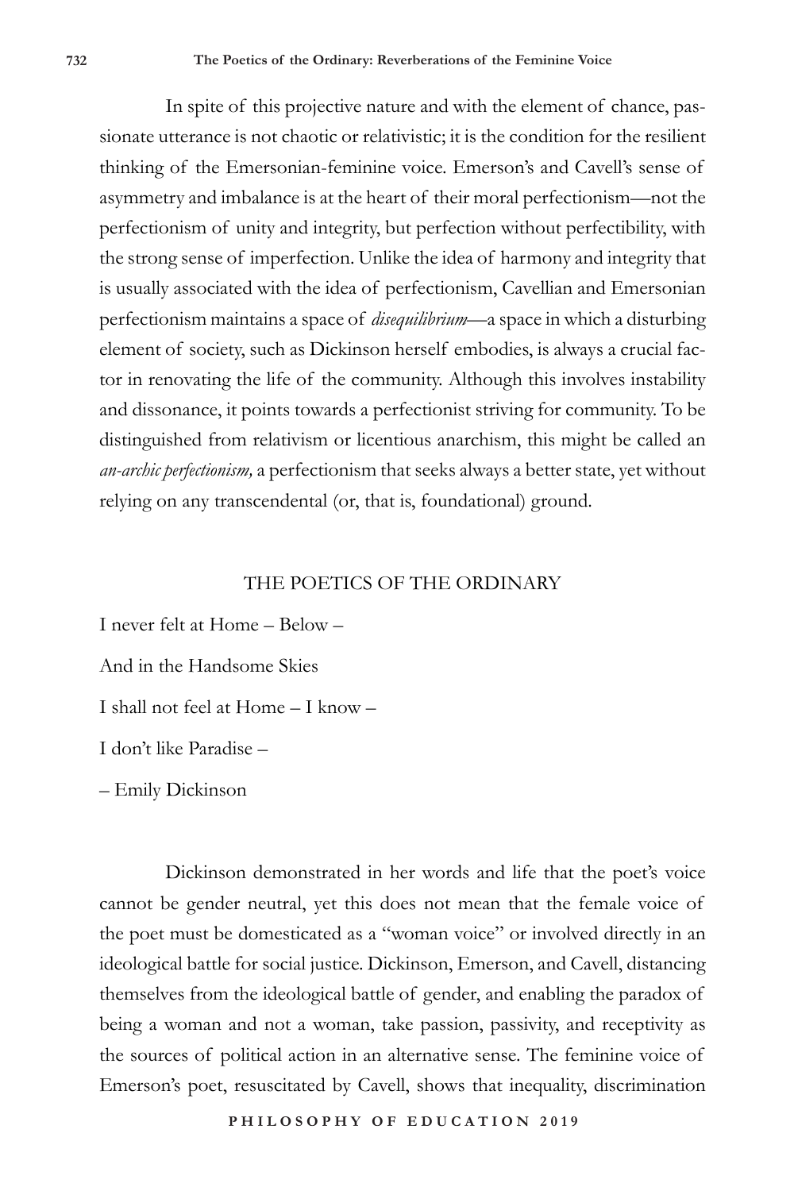In spite of this projective nature and with the element of chance, passionate utterance is not chaotic or relativistic; it is the condition for the resilient thinking of the Emersonian-feminine voice. Emerson's and Cavell's sense of asymmetry and imbalance is at the heart of their moral perfectionism—not the perfectionism of unity and integrity, but perfection without perfectibility, with the strong sense of imperfection. Unlike the idea of harmony and integrity that is usually associated with the idea of perfectionism, Cavellian and Emersonian perfectionism maintains a space of *disequilibrium*—a space in which a disturbing element of society, such as Dickinson herself embodies, is always a crucial factor in renovating the life of the community. Although this involves instability and dissonance, it points towards a perfectionist striving for community. To be distinguished from relativism or licentious anarchism, this might be called an *an-archic perfectionism,* a perfectionism that seeks always a better state, yet without relying on any transcendental (or, that is, foundational) ground.

## THE POETICS OF THE ORDINARY

I never felt at Home – Below –

And in the Handsome Skies

I shall not feel at Home – I know –

I don't like Paradise –

– Emily Dickinson

Dickinson demonstrated in her words and life that the poet's voice cannot be gender neutral, yet this does not mean that the female voice of the poet must be domesticated as a "woman voice" or involved directly in an ideological battle for social justice. Dickinson, Emerson, and Cavell, distancing themselves from the ideological battle of gender, and enabling the paradox of being a woman and not a woman, take passion, passivity, and receptivity as the sources of political action in an alternative sense. The feminine voice of Emerson's poet, resuscitated by Cavell, shows that inequality, discrimination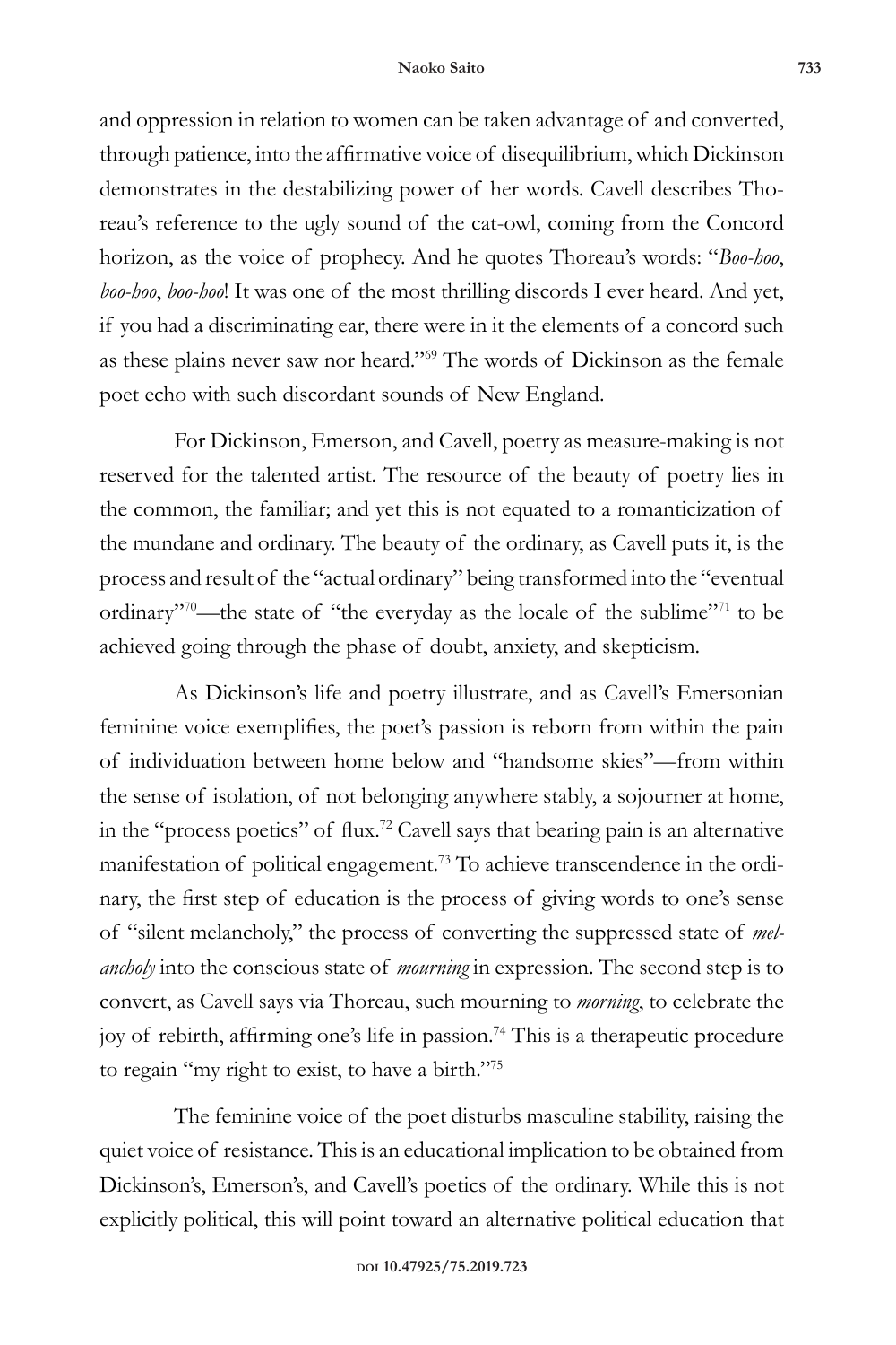and oppression in relation to women can be taken advantage of and converted, through patience, into the affirmative voice of disequilibrium, which Dickinson demonstrates in the destabilizing power of her words. Cavell describes Thoreau's reference to the ugly sound of the cat-owl, coming from the Concord horizon, as the voice of prophecy. And he quotes Thoreau's words: "*Boo-hoo*, *boo-hoo*, *boo-hoo*! It was one of the most thrilling discords I ever heard. And yet, if you had a discriminating ear, there were in it the elements of a concord such as these plains never saw nor heard."[69] The words of Dickinson as the female poet echo with such discordant sounds of New England.

For Dickinson, Emerson, and Cavell, poetry as measure-making is not reserved for the talented artist. The resource of the beauty of poetry lies in the common, the familiar; and yet this is not equated to a romanticization of the mundane and ordinary. The beauty of the ordinary, as Cavell puts it, is the process and result of the "actual ordinary" being transformed into the "eventual ordinary"[70]—the state of "the everyday as the locale of the sublime"[71] to be achieved going through the phase of doubt, anxiety, and skepticism.

As Dickinson's life and poetry illustrate, and as Cavell's Emersonian feminine voice exemplifies, the poet's passion is reborn from within the pain of individuation between home below and "handsome skies"—from within the sense of isolation, of not belonging anywhere stably, a sojourner at home, in the "process poetics" of flux.[72] Cavell says that bearing pain is an alternative manifestation of political engagement.[73] To achieve transcendence in the ordinary, the first step of education is the process of giving words to one's sense of "silent melancholy," the process of converting the suppressed state of *melancholy* into the conscious state of *mourning* in expression. The second step is to convert, as Cavell says via Thoreau, such mourning to *morning*, to celebrate the joy of rebirth, affirming one's life in passion.[74] This is a therapeutic procedure to regain "my right to exist, to have a birth."[75]

The feminine voice of the poet disturbs masculine stability, raising the quiet voice of resistance. This is an educational implication to be obtained from Dickinson's, Emerson's, and Cavell's poetics of the ordinary. While this is not explicitly political, this will point toward an alternative political education that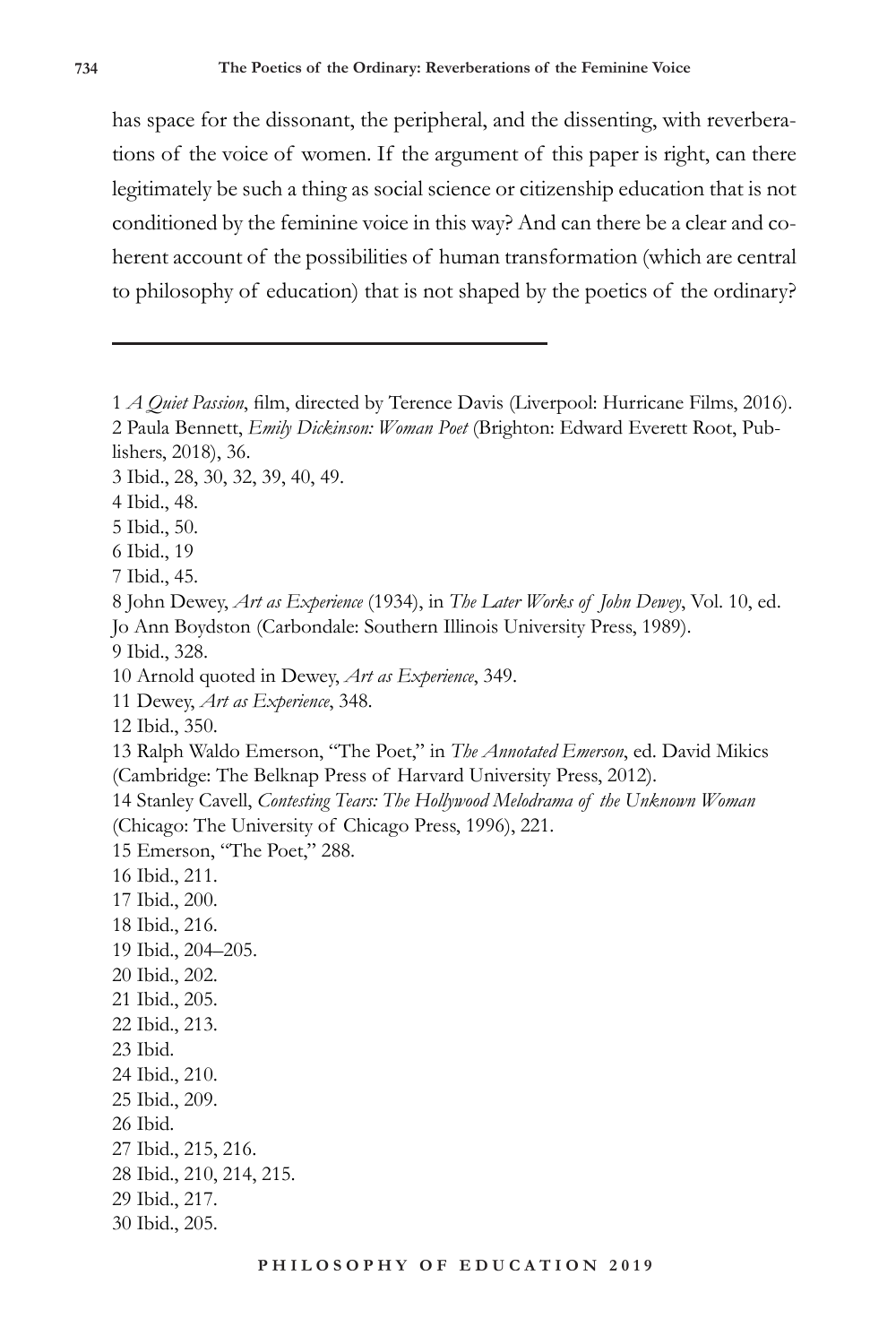has space for the dissonant, the peripheral, and the dissenting, with reverberations of the voice of women. If the argument of this paper is right, can there legitimately be such a thing as social science or citizenship education that is not conditioned by the feminine voice in this way? And can there be a clear and coherent account of the possibilities of human transformation (which are central to philosophy of education) that is not shaped by the poetics of the ordinary?

---

1 *A Quiet Passion*, film, directed by Terence Davis (Liverpool: Hurricane Films, 2016).
2 Paula Bennett, *Emily Dickinson: Woman Poet* (Brighton: Edward Everett Root, Publishers, 2018), 36.
3 Ibid., 28, 30, 32, 39, 40, 49.
4 Ibid., 48.
5 Ibid., 50.
6 Ibid., 19
7 Ibid., 45.
8 John Dewey, *Art as Experience* (1934), in *The Later Works of John Dewey*, Vol. 10, ed. Jo Ann Boydston (Carbondale: Southern Illinois University Press, 1989).
9 Ibid., 328.
10 Arnold quoted in Dewey, *Art as Experience*, 349.
11 Dewey, *Art as Experience*, 348.
12 Ibid., 350.
13 Ralph Waldo Emerson, "The Poet," in *The Annotated Emerson*, ed. David Mikics (Cambridge: The Belknap Press of Harvard University Press, 2012).
14 Stanley Cavell, *Contesting Tears: The Hollywood Melodrama of the Unknown Woman* (Chicago: The University of Chicago Press, 1996), 221.
15 Emerson, "The Poet," 288.
16 Ibid., 211.
17 Ibid., 200.
18 Ibid., 216.
19 Ibid., 204–205.
20 Ibid., 202.
21 Ibid., 205.
22 Ibid., 213.
23 Ibid.
24 Ibid., 210.
25 Ibid., 209.
26 Ibid.
27 Ibid., 215, 216.
28 Ibid., 210, 214, 215.
29 Ibid., 217.
30 Ibid., 205.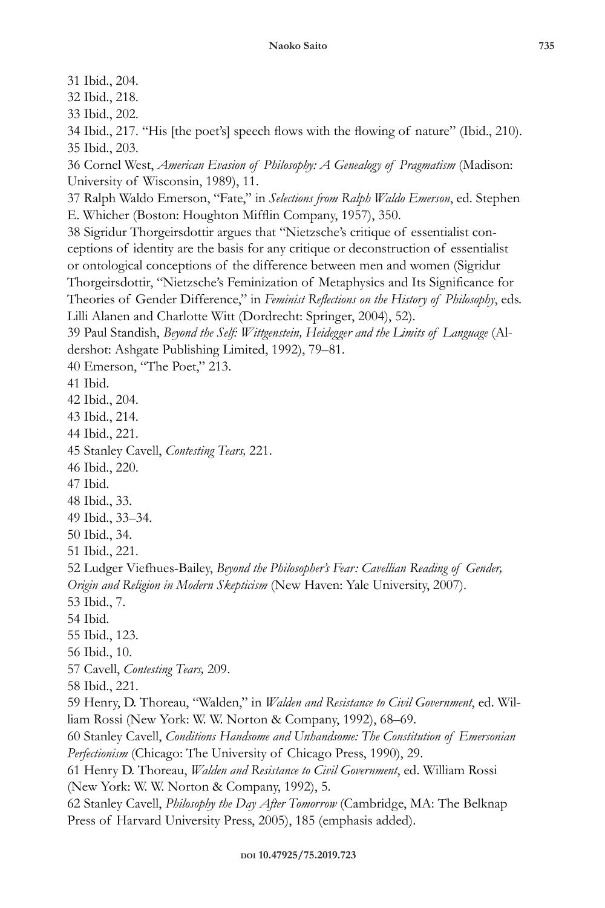31 Ibid., 204.

32 Ibid., 218.

33 Ibid., 202.

34 Ibid., 217. "His [the poet's] speech flows with the flowing of nature" (Ibid., 210).

35 Ibid., 203.

36 Cornel West, *American Evasion of Philosophy: A Genealogy of Pragmatism* (Madison: University of Wisconsin, 1989), 11.

37 Ralph Waldo Emerson, "Fate," in *Selections from Ralph Waldo Emerson*, ed. Stephen E. Whicher (Boston: Houghton Mifflin Company, 1957), 350.

38 Sigridur Thorgeirsdottir argues that "Nietzsche's critique of essentialist conceptions of identity are the basis for any critique or deconstruction of essentialist or ontological conceptions of the difference between men and women (Sigridur Thorgeirsdottir, "Nietzsche's Feminization of Metaphysics and Its Significance for Theories of Gender Difference," in *Feminist Reflections on the History of Philosophy*, eds. Lilli Alanen and Charlotte Witt (Dordrecht: Springer, 2004), 52).

39 Paul Standish, *Beyond the Self: Wittgenstein, Heidegger and the Limits of Language* (Aldershot: Ashgate Publishing Limited, 1992), 79–81.

40 Emerson, "The Poet," 213.

41 Ibid.

42 Ibid., 204.

43 Ibid., 214.

44 Ibid., 221.

45 Stanley Cavell, *Contesting Tears,* 221.

46 Ibid., 220.

47 Ibid.

48 Ibid., 33.

49 Ibid., 33–34.

50 Ibid., 34.

51 Ibid., 221.

52 Ludger Viefhues-Bailey, *Beyond the Philosopher's Fear: Cavellian Reading of Gender, Origin and Religion in Modern Skepticism* (New Haven: Yale University, 2007).

53 Ibid., 7.

54 Ibid.

55 Ibid., 123.

56 Ibid., 10.

57 Cavell, *Contesting Tears,* 209.

58 Ibid., 221.

59 Henry, D. Thoreau, "Walden," in *Walden and Resistance to Civil Government*, ed. William Rossi (New York: W. W. Norton & Company, 1992), 68–69.

60 Stanley Cavell, *Conditions Handsome and Unhandsome: The Constitution of Emersonian Perfectionism* (Chicago: The University of Chicago Press, 1990), 29.

61 Henry D. Thoreau, *Walden and Resistance to Civil Government*, ed. William Rossi (New York: W. W. Norton & Company, 1992), 5.

62 Stanley Cavell, *Philosophy the Day After Tomorrow* (Cambridge, MA: The Belknap Press of Harvard University Press, 2005), 185 (emphasis added).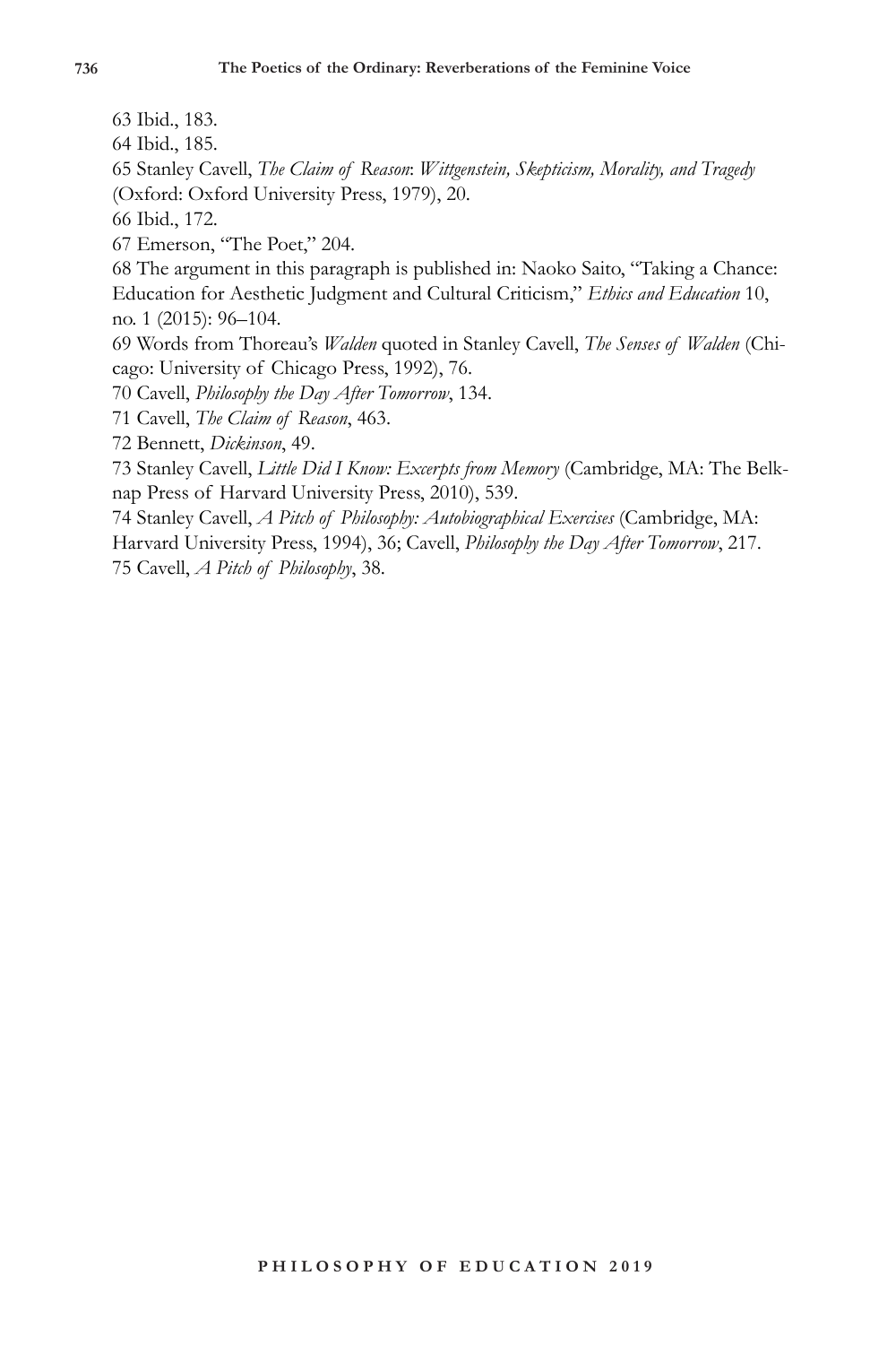63 Ibid., 183.

64 Ibid., 185.

65 Stanley Cavell, *The Claim of Reason*: *Wittgenstein, Skepticism, Morality, and Tragedy* (Oxford: Oxford University Press, 1979), 20.

66 Ibid., 172.

67 Emerson, "The Poet," 204.

68 The argument in this paragraph is published in: Naoko Saito, "Taking a Chance: Education for Aesthetic Judgment and Cultural Criticism," *Ethics and Education* 10, no. 1 (2015): 96–104.

69 Words from Thoreau's *Walden* quoted in Stanley Cavell, *The Senses of Walden* (Chicago: University of Chicago Press, 1992), 76.

70 Cavell, *Philosophy the Day After Tomorrow*, 134.

71 Cavell, *The Claim of Reason*, 463.

72 Bennett, *Dickinson*, 49.

73 Stanley Cavell, *Little Did I Know: Excerpts from Memory* (Cambridge, MA: The Belknap Press of Harvard University Press, 2010), 539.

74 Stanley Cavell, *A Pitch of Philosophy: Autobiographical Exercises* (Cambridge, MA: Harvard University Press, 1994), 36; Cavell, *Philosophy the Day After Tomorrow*, 217.

75 Cavell, *A Pitch of Philosophy*, 38.